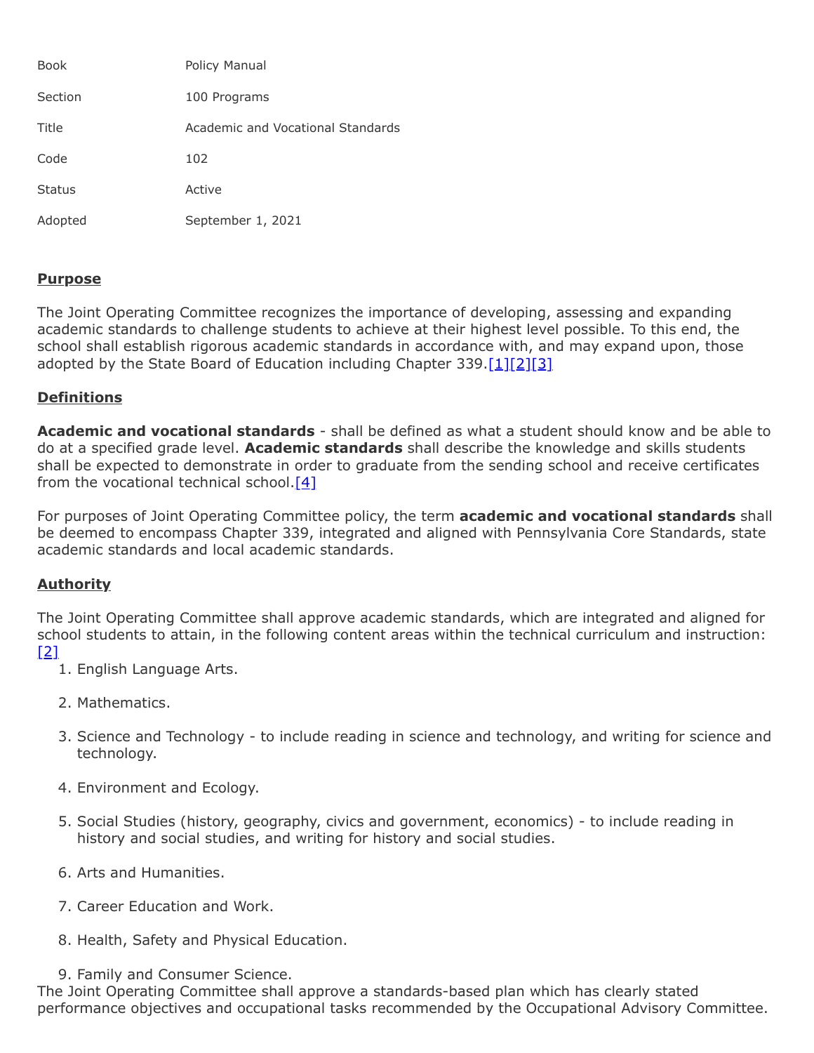| | |
|---|---|
| Book | Policy Manual |
| Section | 100 Programs |
| Title | Academic and Vocational Standards |
| Code | 102 |
| Status | Active |
| Adopted | September 1, 2021 |

## Purpose

The Joint Operating Committee recognizes the importance of developing, assessing and expanding academic standards to challenge students to achieve at their highest level possible. To this end, the school shall establish rigorous academic standards in accordance with, and may expand upon, those adopted by the State Board of Education including Chapter 339.[1][2][3]

## Definitions

**Academic and vocational standards** - shall be defined as what a student should know and be able to do at a specified grade level. **Academic standards** shall describe the knowledge and skills students shall be expected to demonstrate in order to graduate from the sending school and receive certificates from the vocational technical school.[4]

For purposes of Joint Operating Committee policy, the term **academic and vocational standards** shall be deemed to encompass Chapter 339, integrated and aligned with Pennsylvania Core Standards, state academic standards and local academic standards.

## Authority

The Joint Operating Committee shall approve academic standards, which are integrated and aligned for school students to attain, in the following content areas within the technical curriculum and instruction:[2]

1. English Language Arts.
2. Mathematics.
3. Science and Technology - to include reading in science and technology, and writing for science and technology.
4. Environment and Ecology.
5. Social Studies (history, geography, civics and government, economics) - to include reading in history and social studies, and writing for history and social studies.
6. Arts and Humanities.
7. Career Education and Work.
8. Health, Safety and Physical Education.
9. Family and Consumer Science.

The Joint Operating Committee shall approve a standards-based plan which has clearly stated performance objectives and occupational tasks recommended by the Occupational Advisory Committee.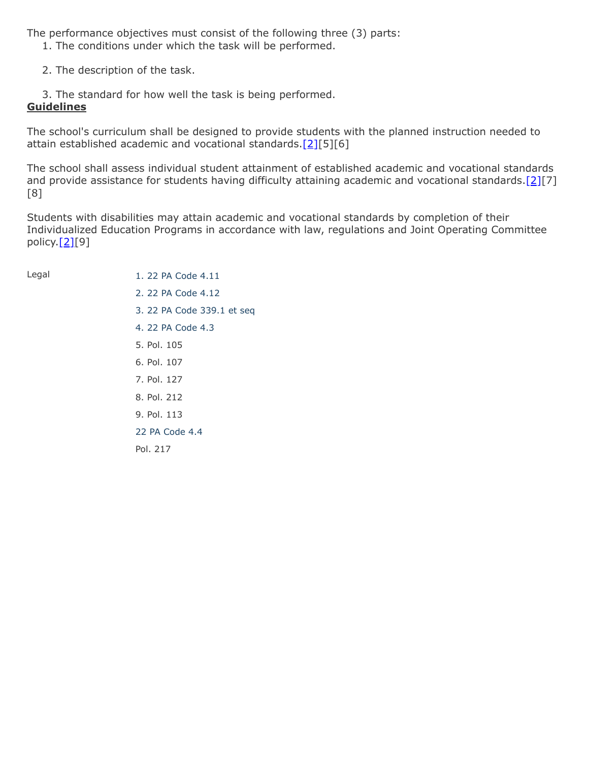The performance objectives must consist of the following three (3) parts:

1. The conditions under which the task will be performed.

2. The description of the task.

3. The standard for how well the task is being performed.

**Guidelines**

The school's curriculum shall be designed to provide students with the planned instruction needed to attain established academic and vocational standards.[2][5][6]

The school shall assess individual student attainment of established academic and vocational standards and provide assistance for students having difficulty attaining academic and vocational standards.[2][7][8]

Students with disabilities may attain academic and vocational standards by completion of their Individualized Education Programs in accordance with law, regulations and Joint Operating Committee policy.[2][9]

| | |
|---|---|
| Legal | 1. 22 PA Code 4.11 |
| | 2. 22 PA Code 4.12 |
| | 3. 22 PA Code 339.1 et seq |
| | 4. 22 PA Code 4.3 |
| | 5. Pol. 105 |
| | 6. Pol. 107 |
| | 7. Pol. 127 |
| | 8. Pol. 212 |
| | 9. Pol. 113 |
| | 22 PA Code 4.4 |
| | Pol. 217 |